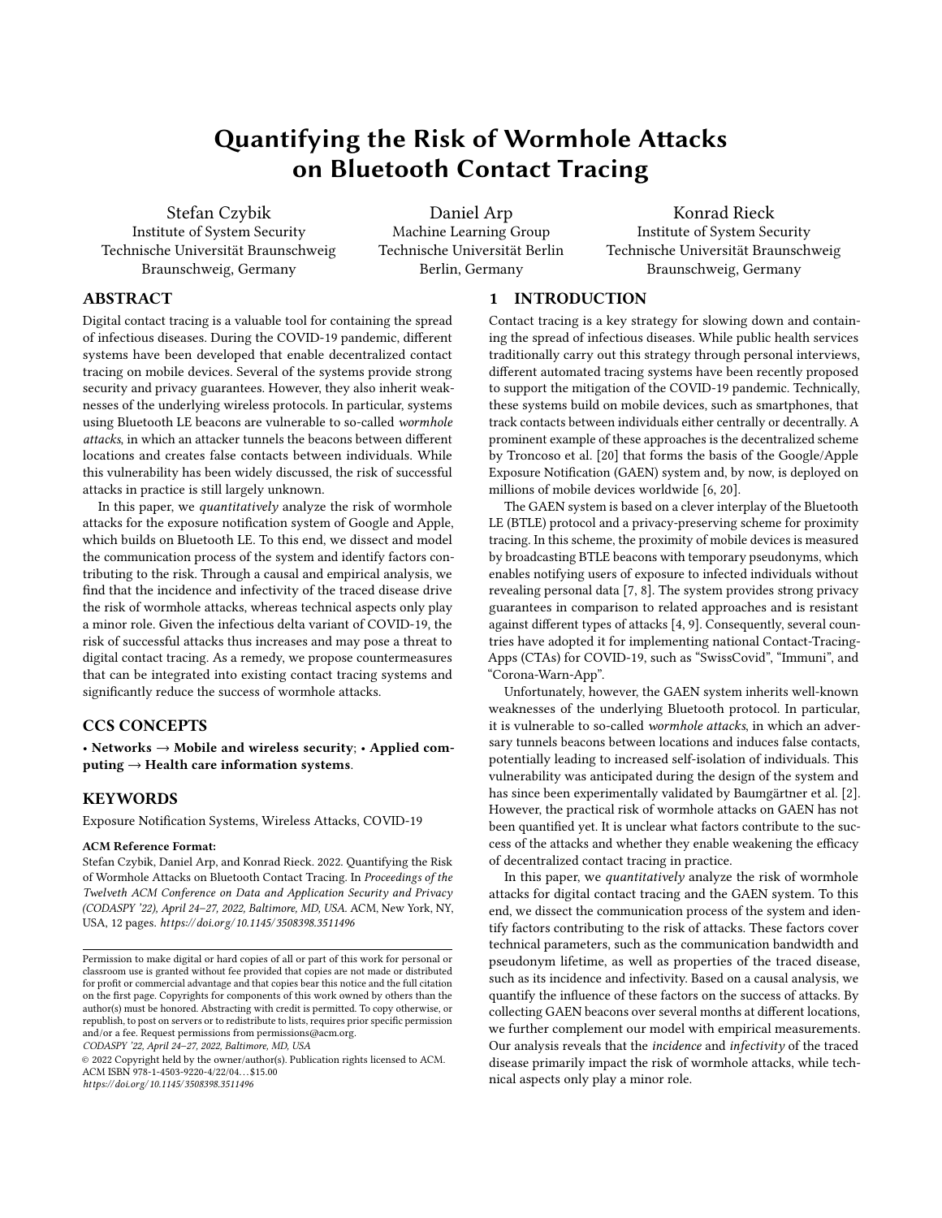# Quantifying the Risk of Wormhole Attacks on Bluetooth Contact Tracing

Stefan Czybik
Institute of System Security
Technische Universität Braunschweig
Braunschweig, Germany

Daniel Arp
Machine Learning Group
Technische Universität Berlin
Berlin, Germany

Konrad Rieck
Institute of System Security
Technische Universität Braunschweig
Braunschweig, Germany

## ABSTRACT

Digital contact tracing is a valuable tool for containing the spread of infectious diseases. During the COVID-19 pandemic, different systems have been developed that enable decentralized contact tracing on mobile devices. Several of the systems provide strong security and privacy guarantees. However, they also inherit weaknesses of the underlying wireless protocols. In particular, systems using Bluetooth LE beacons are vulnerable to so-called *wormhole attacks*, in which an attacker tunnels the beacons between different locations and creates false contacts between individuals. While this vulnerability has been widely discussed, the risk of successful attacks in practice is still largely unknown.

In this paper, we *quantitatively* analyze the risk of wormhole attacks for the exposure notification system of Google and Apple, which builds on Bluetooth LE. To this end, we dissect and model the communication process of the system and identify factors contributing to the risk. Through a causal and empirical analysis, we find that the incidence and infectivity of the traced disease drive the risk of wormhole attacks, whereas technical aspects only play a minor role. Given the infectious delta variant of COVID-19, the risk of successful attacks thus increases and may pose a threat to digital contact tracing. As a remedy, we propose countermeasures that can be integrated into existing contact tracing systems and significantly reduce the success of wormhole attacks.

## CCS CONCEPTS

**• Networks → Mobile and wireless security**; **• Applied computing → Health care information systems**.

## KEYWORDS

Exposure Notification Systems, Wireless Attacks, COVID-19

**ACM Reference Format:**
Stefan Czybik, Daniel Arp, and Konrad Rieck. 2022. Quantifying the Risk of Wormhole Attacks on Bluetooth Contact Tracing. In *Proceedings of the Twelveth ACM Conference on Data and Application Security and Privacy (CODASPY '22), April 24–27, 2022, Baltimore, MD, USA.* ACM, New York, NY, USA, 12 pages. *https://doi.org/10.1145/3508398.3511496*

Permission to make digital or hard copies of all or part of this work for personal or classroom use is granted without fee provided that copies are not made or distributed for profit or commercial advantage and that copies bear this notice and the full citation on the first page. Copyrights for components of this work owned by others than the author(s) must be honored. Abstracting with credit is permitted. To copy otherwise, or republish, to post on servers or to redistribute to lists, requires prior specific permission and/or a fee. Request permissions from permissions@acm.org.
*CODASPY '22, April 24–27, 2022, Baltimore, MD, USA*
© 2022 Copyright held by the owner/author(s). Publication rights licensed to ACM.
ACM ISBN 978-1-4503-9220-4/22/04...$15.00
*https://doi.org/10.1145/3508398.3511496*

## 1 INTRODUCTION

Contact tracing is a key strategy for slowing down and containing the spread of infectious diseases. While public health services traditionally carry out this strategy through personal interviews, different automated tracing systems have been recently proposed to support the mitigation of the COVID-19 pandemic. Technically, these systems build on mobile devices, such as smartphones, that track contacts between individuals either centrally or decentrally. A prominent example of these approaches is the decentralized scheme by Troncoso et al. [20] that forms the basis of the Google/Apple Exposure Notification (GAEN) system and, by now, is deployed on millions of mobile devices worldwide [6, 20].

The GAEN system is based on a clever interplay of the Bluetooth LE (BTLE) protocol and a privacy-preserving scheme for proximity tracing. In this scheme, the proximity of mobile devices is measured by broadcasting BTLE beacons with temporary pseudonyms, which enables notifying users of exposure to infected individuals without revealing personal data [7, 8]. The system provides strong privacy guarantees in comparison to related approaches and is resistant against different types of attacks [4, 9]. Consequently, several countries have adopted it for implementing national Contact-Tracing-Apps (CTAs) for COVID-19, such as "SwissCovid", "Immuni", and "Corona-Warn-App".

Unfortunately, however, the GAEN system inherits well-known weaknesses of the underlying Bluetooth protocol. In particular, it is vulnerable to so-called *wormhole attacks*, in which an adversary tunnels beacons between locations and induces false contacts, potentially leading to increased self-isolation of individuals. This vulnerability was anticipated during the design of the system and has since been experimentally validated by Baumgärtner et al. [2]. However, the practical risk of wormhole attacks on GAEN has not been quantified yet. It is unclear what factors contribute to the success of the attacks and whether they enable weakening the efficacy of decentralized contact tracing in practice.

In this paper, we *quantitatively* analyze the risk of wormhole attacks for digital contact tracing and the GAEN system. To this end, we dissect the communication process of the system and identify factors contributing to the risk of attacks. These factors cover technical parameters, such as the communication bandwidth and pseudonym lifetime, as well as properties of the traced disease, such as its incidence and infectivity. Based on a causal analysis, we quantify the influence of these factors on the success of attacks. By collecting GAEN beacons over several months at different locations, we further complement our model with empirical measurements. Our analysis reveals that the *incidence* and *infectivity* of the traced disease primarily impact the risk of wormhole attacks, while technical aspects only play a minor role.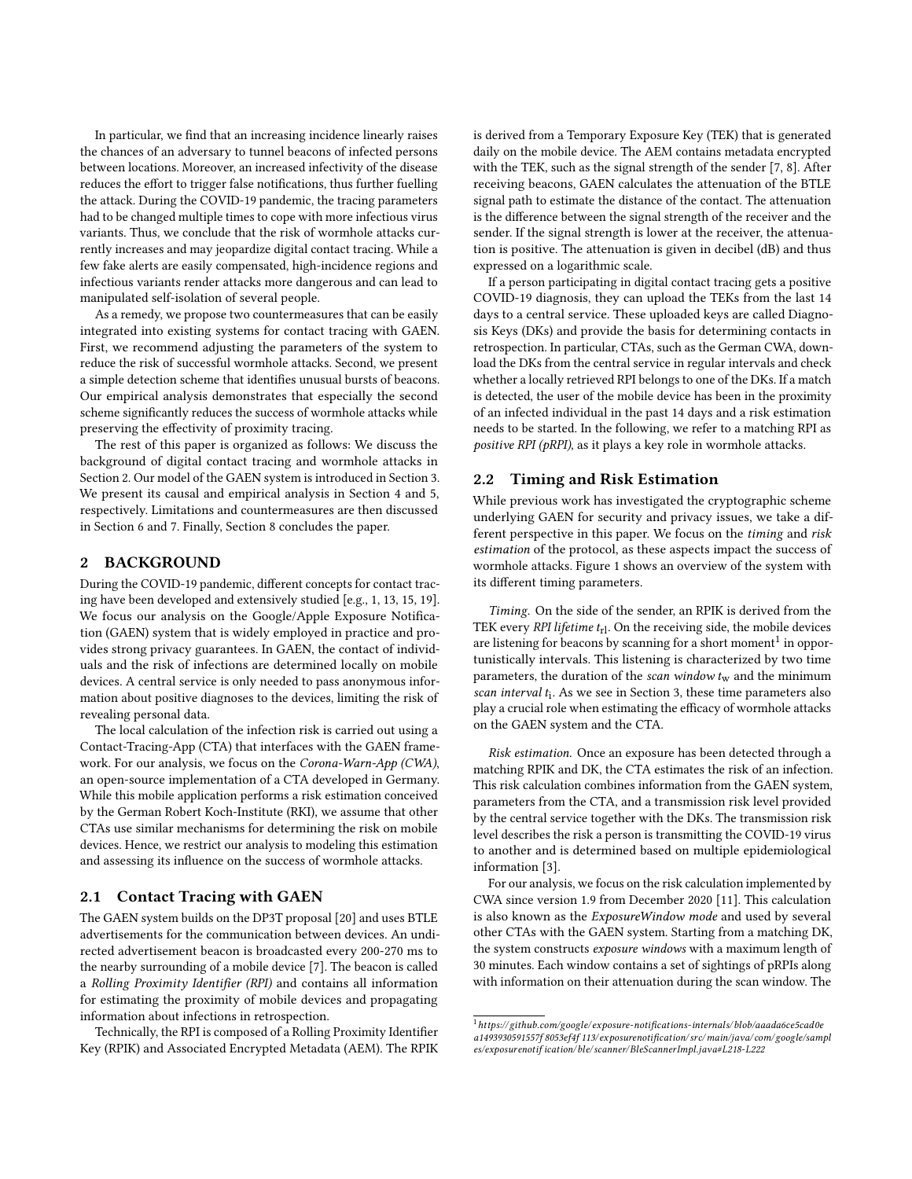In particular, we find that an increasing incidence linearly raises the chances of an adversary to tunnel beacons of infected persons between locations. Moreover, an increased infectivity of the disease reduces the effort to trigger false notifications, thus further fuelling the attack. During the COVID-19 pandemic, the tracing parameters had to be changed multiple times to cope with more infectious virus variants. Thus, we conclude that the risk of wormhole attacks currently increases and may jeopardize digital contact tracing. While a few fake alerts are easily compensated, high-incidence regions and infectious variants render attacks more dangerous and can lead to manipulated self-isolation of several people.

As a remedy, we propose two countermeasures that can be easily integrated into existing systems for contact tracing with GAEN. First, we recommend adjusting the parameters of the system to reduce the risk of successful wormhole attacks. Second, we present a simple detection scheme that identifies unusual bursts of beacons. Our empirical analysis demonstrates that especially the second scheme significantly reduces the success of wormhole attacks while preserving the effectivity of proximity tracing.

The rest of this paper is organized as follows: We discuss the background of digital contact tracing and wormhole attacks in Section 2. Our model of the GAEN system is introduced in Section 3. We present its causal and empirical analysis in Section 4 and 5, respectively. Limitations and countermeasures are then discussed in Section 6 and 7. Finally, Section 8 concludes the paper.

## 2 BACKGROUND

During the COVID-19 pandemic, different concepts for contact tracing have been developed and extensively studied [e.g., 1, 13, 15, 19]. We focus our analysis on the Google/Apple Exposure Notification (GAEN) system that is widely employed in practice and provides strong privacy guarantees. In GAEN, the contact of individuals and the risk of infections are determined locally on mobile devices. A central service is only needed to pass anonymous information about positive diagnoses to the devices, limiting the risk of revealing personal data.

The local calculation of the infection risk is carried out using a Contact-Tracing-App (CTA) that interfaces with the GAEN framework. For our analysis, we focus on the *Corona-Warn-App (CWA)*, an open-source implementation of a CTA developed in Germany. While this mobile application performs a risk estimation conceived by the German Robert Koch-Institute (RKI), we assume that other CTAs use similar mechanisms for determining the risk on mobile devices. Hence, we restrict our analysis to modeling this estimation and assessing its influence on the success of wormhole attacks.

### 2.1 Contact Tracing with GAEN

The GAEN system builds on the DP3T proposal [20] and uses BTLE advertisements for the communication between devices. An undirected advertisement beacon is broadcasted every 200-270 ms to the nearby surrounding of a mobile device [7]. The beacon is called a *Rolling Proximity Identifier (RPI)* and contains all information for estimating the proximity of mobile devices and propagating information about infections in retrospection.

Technically, the RPI is composed of a Rolling Proximity Identifier Key (RPIK) and Associated Encrypted Metadata (AEM). The RPIK is derived from a Temporary Exposure Key (TEK) that is generated daily on the mobile device. The AEM contains metadata encrypted with the TEK, such as the signal strength of the sender [7, 8]. After receiving beacons, GAEN calculates the attenuation of the BTLE signal path to estimate the distance of the contact. The attenuation is the difference between the signal strength of the receiver and the sender. If the signal strength is lower at the receiver, the attenuation is positive. The attenuation is given in decibel (dB) and thus expressed on a logarithmic scale.

If a person participating in digital contact tracing gets a positive COVID-19 diagnosis, they can upload the TEKs from the last 14 days to a central service. These uploaded keys are called Diagnosis Keys (DKs) and provide the basis for determining contacts in retrospection. In particular, CTAs, such as the German CWA, download the DKs from the central service in regular intervals and check whether a locally retrieved RPI belongs to one of the DKs. If a match is detected, the user of the mobile device has been in the proximity of an infected individual in the past 14 days and a risk estimation needs to be started. In the following, we refer to a matching RPI as *positive RPI (pRPI)*, as it plays a key role in wormhole attacks.

### 2.2 Timing and Risk Estimation

While previous work has investigated the cryptographic scheme underlying GAEN for security and privacy issues, we take a different perspective in this paper. We focus on the *timing* and *risk estimation* of the protocol, as these aspects impact the success of wormhole attacks. Figure 1 shows an overview of the system with its different timing parameters.

*Timing.* On the side of the sender, an RPIK is derived from the TEK every *RPI lifetime* $t_{\text{rl}}$. On the receiving side, the mobile devices are listening for beacons by scanning for a short moment[1] in opportunistically intervals. This listening is characterized by two time parameters, the duration of the *scan window* $t_{\text{w}}$ and the minimum *scan interval* $t_{\text{i}}$. As we see in Section 3, these time parameters also play a crucial role when estimating the efficacy of wormhole attacks on the GAEN system and the CTA.

*Risk estimation.* Once an exposure has been detected through a matching RPIK and DK, the CTA estimates the risk of an infection. This risk calculation combines information from the GAEN system, parameters from the CTA, and a transmission risk level provided by the central service together with the DKs. The transmission risk level describes the risk a person is transmitting the COVID-19 virus to another and is determined based on multiple epidemiological information [3].

For our analysis, we focus on the risk calculation implemented by CWA since version 1.9 from December 2020 [11]. This calculation is also known as the *ExposureWindow mode* and used by several other CTAs with the GAEN system. Starting from a matching DK, the system constructs *exposure windows* with a maximum length of 30 minutes. Each window contains a set of sightings of pRPIs along with information on their attenuation during the scan window. The

[1] *https://github.com/google/exposure-notifications-internals/blob/aaada6ce5cad0ea1493930591557f8053ef4f113/exposurenotification/src/main/java/com/google/samples/exposurenotification/ble/scanner/BleScannerImpl.java#L218-L222*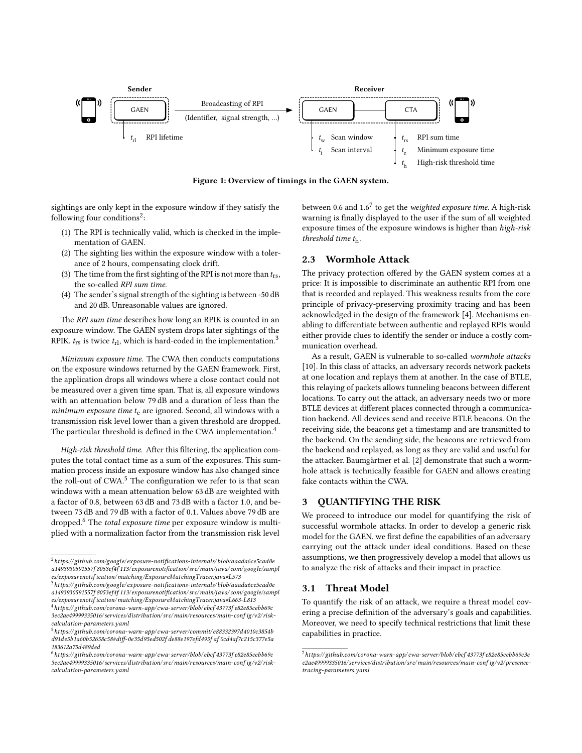Figure 1: Overview of timings in the GAEN system.

sightings are only kept in the exposure window if they satisfy the following four conditions[2]:

(1) The RPI is technically valid, which is checked in the implementation of GAEN.
(2) The sighting lies within the exposure window with a tolerance of 2 hours, compensating clock drift.
(3) The time from the first sighting of the RPI is not more than $t_{\mathrm{rs}}$, the so-called *RPI sum time*.
(4) The sender's signal strength of the sighting is between -50 dB and 20 dB. Unreasonable values are ignored.

The *RPI sum time* describes how long an RPIK is counted in an exposure window. The GAEN system drops later sightings of the RPIK. $t_{\mathrm{rs}}$ is twice $t_{\mathrm{rl}}$, which is hard-coded in the implementation.[3]

*Minimum exposure time.* The CWA then conducts computations on the exposure windows returned by the GAEN framework. First, the application drops all windows where a close contact could not be measured over a given time span. That is, all exposure windows with an attenuation below 79 dB and a duration of less than the *minimum exposure time* $t_{\mathrm{e}}$ are ignored. Second, all windows with a transmission risk level lower than a given threshold are dropped. The particular threshold is defined in the CWA implementation.[4]

*High-risk threshold time.* After this filtering, the application computes the total contact time as a sum of the exposures. This summation process inside an exposure window has also changed since the roll-out of CWA.[5] The configuration we refer to is that scan windows with a mean attenuation below 63 dB are weighted with a factor of 0.8, between 63 dB and 73 dB with a factor 1.0, and between 73 dB and 79 dB with a factor of 0.1. Values above 79 dB are dropped.[6] The *total exposure time* per exposure window is multiplied with a normalization factor from the transmission risk level between 0.6 and 1.6[7] to get the *weighted exposure time.* A high-risk warning is finally displayed to the user if the sum of all weighted exposure times of the exposure windows is higher than *high-risk threshold time* $t_{\mathrm{h}}$.

## 2.3 Wormhole Attack

The privacy protection offered by the GAEN system comes at a price: It is impossible to discriminate an authentic RPI from one that is recorded and replayed. This weakness results from the core principle of privacy-preserving proximity tracing and has been acknowledged in the design of the framework [4]. Mechanisms enabling to differentiate between authentic and replayed RPIs would either provide clues to identify the sender or induce a costly communication overhead.

As a result, GAEN is vulnerable to so-called *wormhole attacks* [10]. In this class of attacks, an adversary records network packets at one location and replays them at another. In the case of BTLE, this relaying of packets allows tunneling beacons between different locations. To carry out the attack, an adversary needs two or more BTLE devices at different places connected through a communication backend. All devices send and receive BTLE beacons. On the receiving side, the beacons get a timestamp and are transmitted to the backend. On the sending side, the beacons are retrieved from the backend and replayed, as long as they are valid and useful for the attacker. Baumgärtner et al. [2] demonstrate that such a wormhole attack is technically feasible for GAEN and allows creating fake contacts within the CWA.

# 3 QUANTIFYING THE RISK

We proceed to introduce our model for quantifying the risk of successful wormhole attacks. In order to develop a generic risk model for the GAEN, we first define the capabilities of an adversary carrying out the attack under ideal conditions. Based on these assumptions, we then progressively develop a model that allows us to analyze the risk of attacks and their impact in practice.

## 3.1 Threat Model

To quantify the risk of an attack, we require a threat model covering a precise definition of the adversary's goals and capabilities. Moreover, we need to specify technical restrictions that limit these capabilities in practice.

---

[2] https://github.com/google/exposure-notifications-internals/blob/aaada6ce5cad0ea1493930591557f8053ef4f113/exposurenotification/src/main/java/com/google/samples/exposurenotification/matching/ExposureMatchingTracer.java#L573

[3] https://github.com/google/exposure-notifications-internals/blob/aaada6ce5cad0ea1493930591557f8053ef4f113/exposurenotification/src/main/java/com/google/samples/exposurenotification/matching/ExposureMatchingTracer.java#L663-L813

[4] https://github.com/corona-warn-app/cwa-server/blob/ebcf43773fe82e85cebb69c3ec2ae49999335016/services/distribution/src/main/resources/main-config/v2/risk-calculation-parameters.yaml

[5] https://github.com/corona-warn-app/cwa-server/commit/e88332397d4010c3854bd91de5b1a60b52658c58#diff-0e35d95ed502fde88e197efd495faf0cd4af7c215c377e5a183612a75d489ded

[6] https://github.com/corona-warn-app/cwa-server/blob/ebcf43773fe82e85cebb69c3ec2ae49999335016/services/distribution/src/main/resources/main-config/v2/risk-calculation-parameters.yaml

[7] https://github.com/corona-warn-app/cwa-server/blob/ebcf43773fe82e85cebb69c3ec2ae49999335016/services/distribution/src/main/resources/main-config/v2/presence-tracing-parameters.yaml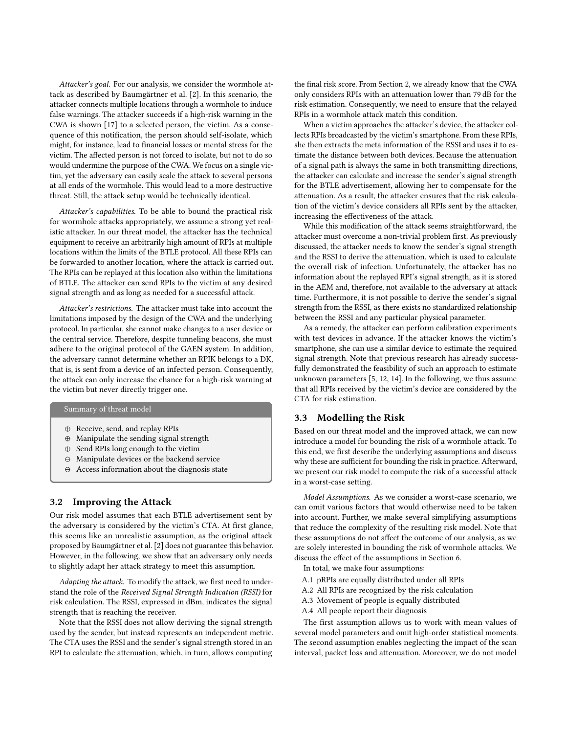*Attacker's goal.* For our analysis, we consider the wormhole attack as described by Baumgärtner et al. [2]. In this scenario, the attacker connects multiple locations through a wormhole to induce false warnings. The attacker succeeds if a high-risk warning in the CWA is shown [17] to a selected person, the victim. As a consequence of this notification, the person should self-isolate, which might, for instance, lead to financial losses or mental stress for the victim. The affected person is not forced to isolate, but not to do so would undermine the purpose of the CWA. We focus on a single victim, yet the adversary can easily scale the attack to several persons at all ends of the wormhole. This would lead to a more destructive threat. Still, the attack setup would be technically identical.

*Attacker's capabilities.* To be able to bound the practical risk for wormhole attacks appropriately, we assume a strong yet realistic attacker. In our threat model, the attacker has the technical equipment to receive an arbitrarily high amount of RPIs at multiple locations within the limits of the BTLE protocol. All these RPIs can be forwarded to another location, where the attack is carried out. The RPIs can be replayed at this location also within the limitations of BTLE. The attacker can send RPIs to the victim at any desired signal strength and as long as needed for a successful attack.

*Attacker's restrictions.* The attacker must take into account the limitations imposed by the design of the CWA and the underlying protocol. In particular, she cannot make changes to a user device or the central service. Therefore, despite tunneling beacons, she must adhere to the original protocol of the GAEN system. In addition, the adversary cannot determine whether an RPIK belongs to a DK, that is, is sent from a device of an infected person. Consequently, the attack can only increase the chance for a high-risk warning at the victim but never directly trigger one.

**Summary of threat model**

- ⊕ Receive, send, and replay RPIs
- ⊕ Manipulate the sending signal strength
- ⊕ Send RPIs long enough to the victim
- ⊖ Manipulate devices or the backend service
- ⊖ Access information about the diagnosis state

### 3.2 Improving the Attack

Our risk model assumes that each BTLE advertisement sent by the adversary is considered by the victim's CTA. At first glance, this seems like an unrealistic assumption, as the original attack proposed by Baumgärtner et al. [2] does not guarantee this behavior. However, in the following, we show that an adversary only needs to slightly adapt her attack strategy to meet this assumption.

*Adapting the attack.* To modify the attack, we first need to understand the role of the *Received Signal Strength Indication (RSSI)* for risk calculation. The RSSI, expressed in dBm, indicates the signal strength that is reaching the receiver.

Note that the RSSI does not allow deriving the signal strength used by the sender, but instead represents an independent metric. The CTA uses the RSSI and the sender's signal strength stored in an RPI to calculate the attenuation, which, in turn, allows computing the final risk score. From Section 2, we already know that the CWA only considers RPIs with an attenuation lower than 79 dB for the risk estimation. Consequently, we need to ensure that the relayed RPIs in a wormhole attack match this condition.

When a victim approaches the attacker's device, the attacker collects RPIs broadcasted by the victim's smartphone. From these RPIs, she then extracts the meta information of the RSSI and uses it to estimate the distance between both devices. Because the attenuation of a signal path is always the same in both transmitting directions, the attacker can calculate and increase the sender's signal strength for the BTLE advertisement, allowing her to compensate for the attenuation. As a result, the attacker ensures that the risk calculation of the victim's device considers all RPIs sent by the attacker, increasing the effectiveness of the attack.

While this modification of the attack seems straightforward, the attacker must overcome a non-trivial problem first. As previously discussed, the attacker needs to know the sender's signal strength and the RSSI to derive the attenuation, which is used to calculate the overall risk of infection. Unfortunately, the attacker has no information about the replayed RPI's signal strength, as it is stored in the AEM and, therefore, not available to the adversary at attack time. Furthermore, it is not possible to derive the sender's signal strength from the RSSI, as there exists no standardized relationship between the RSSI and any particular physical parameter.

As a remedy, the attacker can perform calibration experiments with test devices in advance. If the attacker knows the victim's smartphone, she can use a similar device to estimate the required signal strength. Note that previous research has already successfully demonstrated the feasibility of such an approach to estimate unknown parameters [5, 12, 14]. In the following, we thus assume that all RPIs received by the victim's device are considered by the CTA for risk estimation.

### 3.3 Modelling the Risk

Based on our threat model and the improved attack, we can now introduce a model for bounding the risk of a wormhole attack. To this end, we first describe the underlying assumptions and discuss why these are sufficient for bounding the risk in practice. Afterward, we present our risk model to compute the risk of a successful attack in a worst-case setting.

*Model Assumptions.* As we consider a worst-case scenario, we can omit various factors that would otherwise need to be taken into account. Further, we make several simplifying assumptions that reduce the complexity of the resulting risk model. Note that these assumptions do not affect the outcome of our analysis, as we are solely interested in bounding the risk of wormhole attacks. We discuss the effect of the assumptions in Section 6.

In total, we make four assumptions:

- A.1 pRPIs are equally distributed under all RPIs
- A.2 All RPIs are recognized by the risk calculation
- A.3 Movement of people is equally distributed
- A.4 All people report their diagnosis

The first assumption allows us to work with mean values of several model parameters and omit high-order statistical moments. The second assumption enables neglecting the impact of the scan interval, packet loss and attenuation. Moreover, we do not model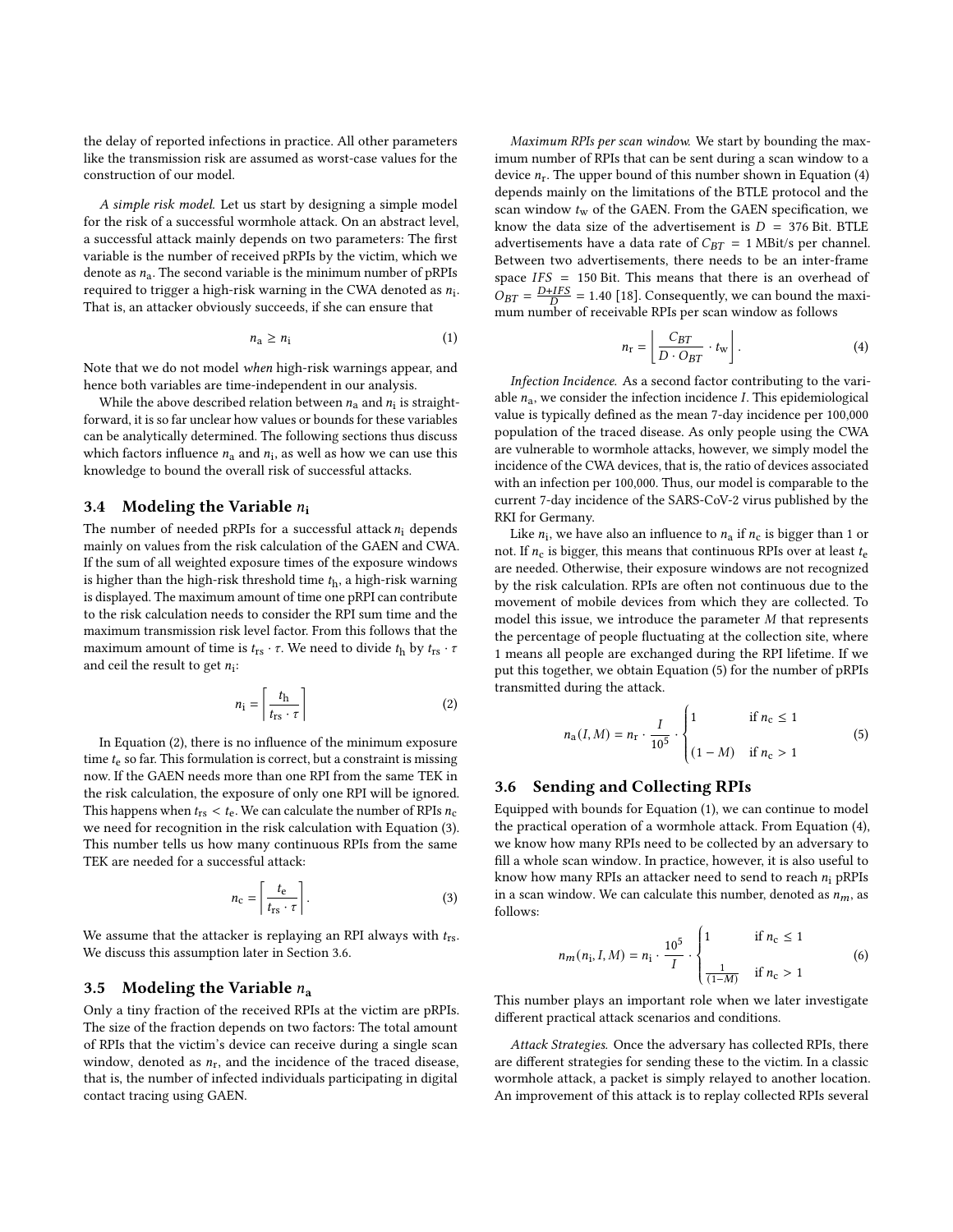the delay of reported infections in practice. All other parameters like the transmission risk are assumed as worst-case values for the construction of our model.

*A simple risk model.* Let us start by designing a simple model for the risk of a successful wormhole attack. On an abstract level, a successful attack mainly depends on two parameters: The first variable is the number of received pRPIs by the victim, which we denote as $n_a$. The second variable is the minimum number of pRPIs required to trigger a high-risk warning in the CWA denoted as $n_i$. That is, an attacker obviously succeeds, if she can ensure that

$$n_a \geq n_i \tag{1}$$

Note that we do not model *when* high-risk warnings appear, and hence both variables are time-independent in our analysis.

While the above described relation between $n_a$ and $n_i$ is straightforward, it is so far unclear how values or bounds for these variables can be analytically determined. The following sections thus discuss which factors influence $n_a$ and $n_i$, as well as how we can use this knowledge to bound the overall risk of successful attacks.

### 3.4 Modeling the Variable $n_i$

The number of needed pRPIs for a successful attack $n_i$ depends mainly on values from the risk calculation of the GAEN and CWA. If the sum of all weighted exposure times of the exposure windows is higher than the high-risk threshold time $t_h$, a high-risk warning is displayed. The maximum amount of time one pRPI can contribute to the risk calculation needs to consider the RPI sum time and the maximum transmission risk level factor. From this follows that the maximum amount of time is $t_{rs} \cdot \tau$. We need to divide $t_h$ by $t_{rs} \cdot \tau$ and ceil the result to get $n_i$:

$$n_i = \left\lceil \frac{t_h}{t_{rs} \cdot \tau} \right\rceil \tag{2}$$

In Equation (2), there is no influence of the minimum exposure time $t_e$ so far. This formulation is correct, but a constraint is missing now. If the GAEN needs more than one RPI from the same TEK in the risk calculation, the exposure of only one RPI will be ignored. This happens when $t_{rs} < t_e$. We can calculate the number of RPIs $n_c$ we need for recognition in the risk calculation with Equation (3). This number tells us how many continuous RPIs from the same TEK are needed for a successful attack:

$$n_c = \left\lceil \frac{t_e}{t_{rs} \cdot \tau} \right\rceil. \tag{3}$$

We assume that the attacker is replaying an RPI always with $t_{rs}$. We discuss this assumption later in Section 3.6.

### 3.5 Modeling the Variable $n_a$

Only a tiny fraction of the received RPIs at the victim are pRPIs. The size of the fraction depends on two factors: The total amount of RPIs that the victim's device can receive during a single scan window, denoted as $n_r$, and the incidence of the traced disease, that is, the number of infected individuals participating in digital contact tracing using GAEN.

*Maximum RPIs per scan window.* We start by bounding the maximum number of RPIs that can be sent during a scan window to a device $n_r$. The upper bound of this number shown in Equation (4) depends mainly on the limitations of the BTLE protocol and the scan window $t_w$ of the GAEN. From the GAEN specification, we know the data size of the advertisement is $D = 376$ Bit. BTLE advertisements have a data rate of $C_{BT} = 1$ MBit/s per channel. Between two advertisements, there needs to be an inter-frame space $IFS = 150$ Bit. This means that there is an overhead of $O_{BT} = \frac{D + IFS}{D} = 1.40$ [18]. Consequently, we can bound the maximum number of receivable RPIs per scan window as follows

$$n_r = \left\lfloor \frac{C_{BT}}{D \cdot O_{BT}} \cdot t_w \right\rfloor. \tag{4}$$

*Infection Incidence.* As a second factor contributing to the variable $n_a$, we consider the infection incidence $I$. This epidemiological value is typically defined as the mean 7-day incidence per 100,000 population of the traced disease. As only people using the CWA are vulnerable to wormhole attacks, however, we simply model the incidence of the CWA devices, that is, the ratio of devices associated with an infection per 100,000. Thus, our model is comparable to the current 7-day incidence of the SARS-CoV-2 virus published by the RKI for Germany.

Like $n_i$, we have also an influence to $n_a$ if $n_c$ is bigger than 1 or not. If $n_c$ is bigger, this means that continuous RPIs over at least $t_e$ are needed. Otherwise, their exposure windows are not recognized by the risk calculation. RPIs are often not continuous due to the movement of mobile devices from which they are collected. To model this issue, we introduce the parameter $M$ that represents the percentage of people fluctuating at the collection site, where 1 means all people are exchanged during the RPI lifetime. If we put this together, we obtain Equation (5) for the number of pRPIs transmitted during the attack.

$$n_a(I, M) = n_r \cdot \frac{I}{10^5} \cdot \begin{cases} 1 & \text{if } n_c \leq 1 \\ (1 - M) & \text{if } n_c > 1 \end{cases} \tag{5}$$

### 3.6 Sending and Collecting RPIs

Equipped with bounds for Equation (1), we can continue to model the practical operation of a wormhole attack. From Equation (4), we know how many RPIs need to be collected by an adversary to fill a whole scan window. In practice, however, it is also useful to know how many RPIs an attacker need to send to reach $n_i$ pRPIs in a scan window. We can calculate this number, denoted as $n_m$, as follows:

$$n_m(n_i, I, M) = n_i \cdot \frac{10^5}{I} \cdot \begin{cases} 1 & \text{if } n_c \leq 1 \\ \frac{1}{(1-M)} & \text{if } n_c > 1 \end{cases} \tag{6}$$

This number plays an important role when we later investigate different practical attack scenarios and conditions.

*Attack Strategies.* Once the adversary has collected RPIs, there are different strategies for sending these to the victim. In a classic wormhole attack, a packet is simply relayed to another location. An improvement of this attack is to replay collected RPIs several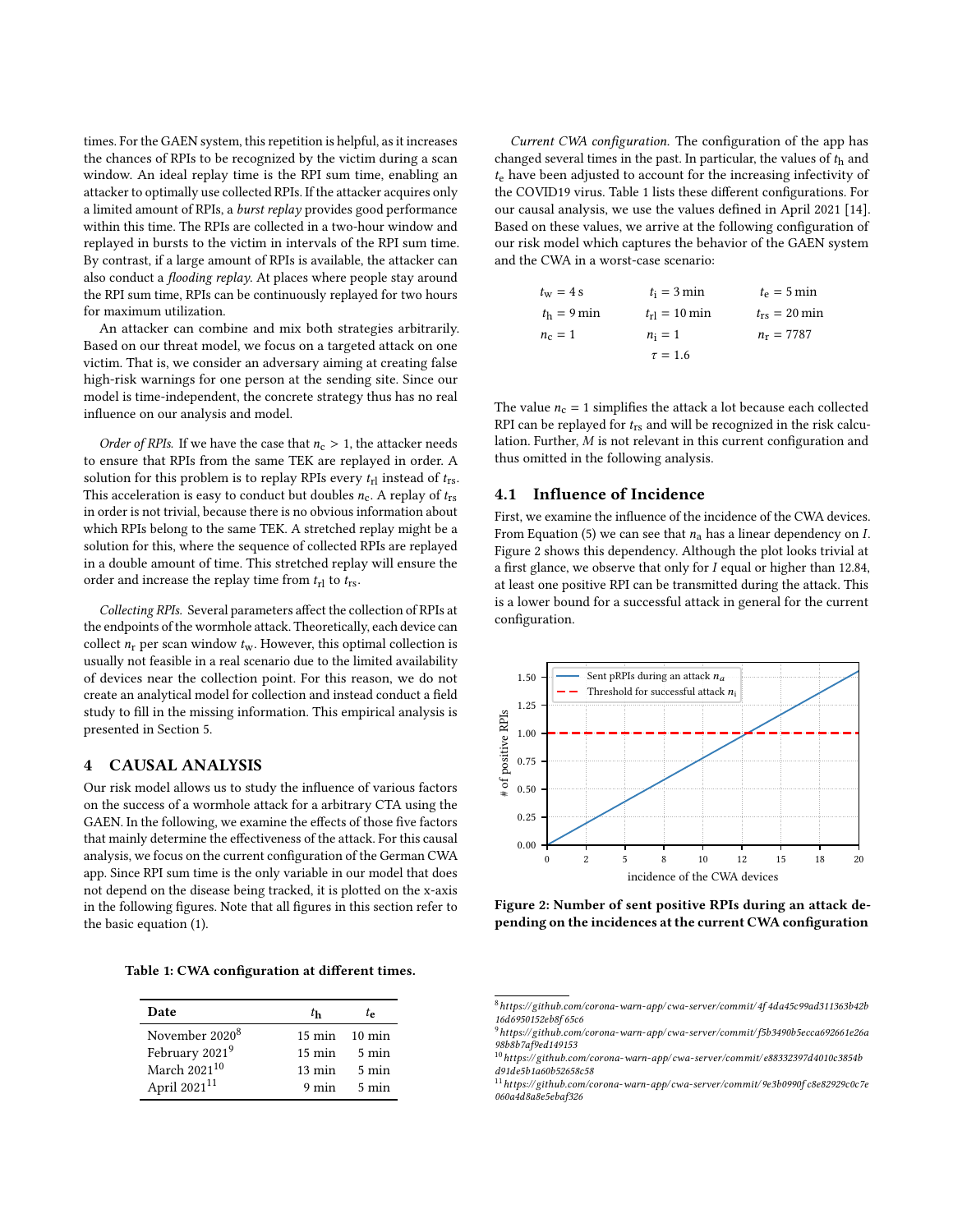times. For the GAEN system, this repetition is helpful, as it increases the chances of RPIs to be recognized by the victim during a scan window. An ideal replay time is the RPI sum time, enabling an attacker to optimally use collected RPIs. If the attacker acquires only a limited amount of RPIs, a *burst replay* provides good performance within this time. The RPIs are collected in a two-hour window and replayed in bursts to the victim in intervals of the RPI sum time. By contrast, if a large amount of RPIs is available, the attacker can also conduct a *flooding replay*. At places where people stay around the RPI sum time, RPIs can be continuously replayed for two hours for maximum utilization.

An attacker can combine and mix both strategies arbitrarily. Based on our threat model, we focus on a targeted attack on one victim. That is, we consider an adversary aiming at creating false high-risk warnings for one person at the sending site. Since our model is time-independent, the concrete strategy thus has no real influence on our analysis and model.

*Order of RPIs.* If we have the case that $n_c > 1$, the attacker needs to ensure that RPIs from the same TEK are replayed in order. A solution for this problem is to replay RPIs every $t_{rl}$ instead of $t_{rs}$. This acceleration is easy to conduct but doubles $n_c$. A replay of $t_{rs}$ in order is not trivial, because there is no obvious information about which RPIs belong to the same TEK. A stretched replay might be a solution for this, where the sequence of collected RPIs are replayed in a double amount of time. This stretched replay will ensure the order and increase the replay time from $t_{rl}$ to $t_{rs}$.

*Collecting RPIs.* Several parameters affect the collection of RPIs at the endpoints of the wormhole attack. Theoretically, each device can collect $n_r$ per scan window $t_w$. However, this optimal collection is usually not feasible in a real scenario due to the limited availability of devices near the collection point. For this reason, we do not create an analytical model for collection and instead conduct a field study to fill in the missing information. This empirical analysis is presented in Section 5.

## 4 CAUSAL ANALYSIS

Our risk model allows us to study the influence of various factors on the success of a wormhole attack for a arbitrary CTA using the GAEN. In the following, we examine the effects of those five factors that mainly determine the effectiveness of the attack. For this causal analysis, we focus on the current configuration of the German CWA app. Since RPI sum time is the only variable in our model that does not depend on the disease being tracked, it is plotted on the x-axis in the following figures. Note that all figures in this section refer to the basic equation (1).

Table 1: CWA configuration at different times.

| Date | $t_h$ | $t_e$ |
|---|---|---|
| November 2020[8] | 15 min | 10 min |
| February 2021[9] | 15 min | 5 min |
| March 2021[10] | 13 min | 5 min |
| April 2021[11] | 9 min | 5 min |

*Current CWA configuration.* The configuration of the app has changed several times in the past. In particular, the values of $t_h$ and $t_e$ have been adjusted to account for the increasing infectivity of the COVID19 virus. Table 1 lists these different configurations. For our causal analysis, we use the values defined in April 2021 [14]. Based on these values, we arrive at the following configuration of our risk model which captures the behavior of the GAEN system and the CWA in a worst-case scenario:

$$t_w = 4\,\text{s} \qquad t_i = 3\,\text{min} \qquad t_e = 5\,\text{min}$$
$$t_h = 9\,\text{min} \qquad t_{rl} = 10\,\text{min} \qquad t_{rs} = 20\,\text{min}$$
$$n_c = 1 \qquad n_i = 1 \qquad n_r = 7787$$
$$\tau = 1.6$$

The value $n_c = 1$ simplifies the attack a lot because each collected RPI can be replayed for $t_{rs}$ and will be recognized in the risk calculation. Further, $M$ is not relevant in this current configuration and thus omitted in the following analysis.

### 4.1 Influence of Incidence

First, we examine the influence of the incidence of the CWA devices. From Equation (5) we can see that $n_a$ has a linear dependency on $I$. Figure 2 shows this dependency. Although the plot looks trivial at a first glance, we observe that only for $I$ equal or higher than 12.84, at least one positive RPI can be transmitted during the attack. This is a lower bound for a successful attack in general for the current configuration.

**Figure 2: Number of sent positive RPIs during an attack depending on the incidences at the current CWA configuration**

[8] https://github.com/corona-warn-app/cwa-server/commit/4f4da45c99ad311363b42b16d6950152eb8f65c6
[9] https://github.com/corona-warn-app/cwa-server/commit/f5b3490b5ecca692661e26a98b8b7af9ed149153
[10] https://github.com/corona-warn-app/cwa-server/commit/e88332397d4010c3854bd91de5b1a60b52658c58
[11] https://github.com/corona-warn-app/cwa-server/commit/9e3b0990fc8e82929c0c7e060a4d8a8e5ebaf326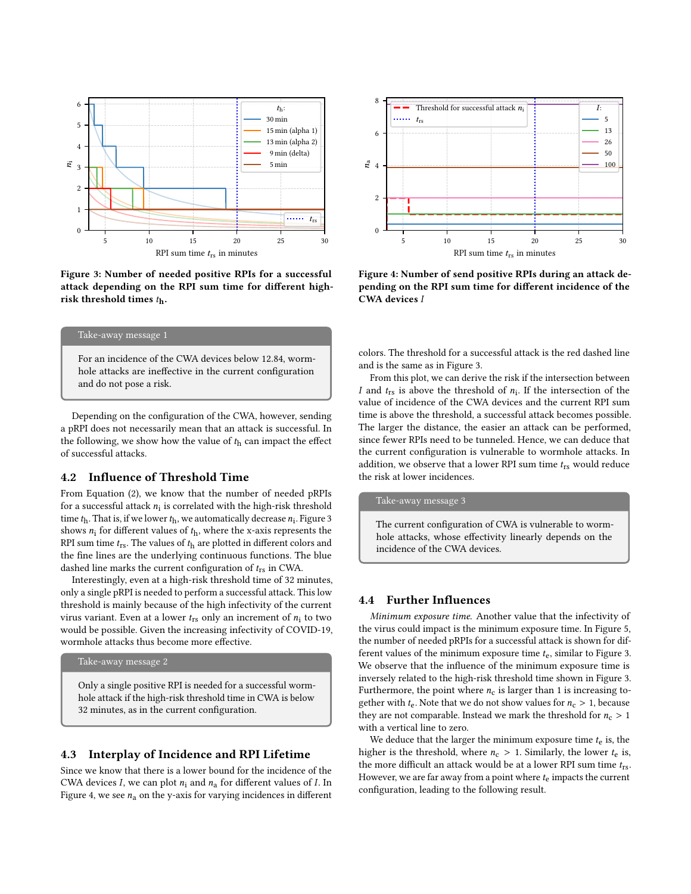**Figure 3: Number of needed positive RPIs for a successful attack depending on the RPI sum time for different high-risk threshold times $t_h$.**

**Figure 4: Number of send positive RPIs during an attack depending on the RPI sum time for different incidence of the CWA devices $I$**

> **Take-away message 1**
>
> For an incidence of the CWA devices below 12.84, wormhole attacks are ineffective in the current configuration and do not pose a risk.

Depending on the configuration of the CWA, however, sending a pRPI does not necessarily mean that an attack is successful. In the following, we show how the value of $t_h$ can impact the effect of successful attacks.

## 4.2 Influence of Threshold Time

From Equation (2), we know that the number of needed pRPIs for a successful attack $n_i$ is correlated with the high-risk threshold time $t_h$. That is, if we lower $t_h$, we automatically decrease $n_i$. Figure 3 shows $n_i$ for different values of $t_h$, where the x-axis represents the RPI sum time $t_{rs}$. The values of $t_h$ are plotted in different colors and the fine lines are the underlying continuous functions. The blue dashed line marks the current configuration of $t_{rs}$ in CWA.

Interestingly, even at a high-risk threshold time of 32 minutes, only a single pRPI is needed to perform a successful attack. This low threshold is mainly because of the high infectivity of the current virus variant. Even at a lower $t_{rs}$ only an increment of $n_i$ to two would be possible. Given the increasing infectivity of COVID-19, wormhole attacks thus become more effective.

> **Take-away message 2**
>
> Only a single positive RPI is needed for a successful wormhole attack if the high-risk threshold time in CWA is below 32 minutes, as in the current configuration.

## 4.3 Interplay of Incidence and RPI Lifetime

Since we know that there is a lower bound for the incidence of the CWA devices $I$, we can plot $n_i$ and $n_a$ for different values of $I$. In Figure 4, we see $n_a$ on the y-axis for varying incidences in different colors. The threshold for a successful attack is the red dashed line and is the same as in Figure 3.

From this plot, we can derive the risk if the intersection between $I$ and $t_{rs}$ is above the threshold of $n_i$. If the intersection of the value of incidence of the CWA devices and the current RPI sum time is above the threshold, a successful attack becomes possible. The larger the distance, the easier an attack can be performed, since fewer RPIs need to be tunneled. Hence, we can deduce that the current configuration is vulnerable to wormhole attacks. In addition, we observe that a lower RPI sum time $t_{rs}$ would reduce the risk at lower incidences.

> **Take-away message 3**
>
> The current configuration of CWA is vulnerable to wormhole attacks, whose effectivity linearly depends on the incidence of the CWA devices.

## 4.4 Further Influences

*Minimum exposure time.* Another value that the infectivity of the virus could impact is the minimum exposure time. In Figure 5, the number of needed pRPIs for a successful attack is shown for different values of the minimum exposure time $t_e$, similar to Figure 3. We observe that the influence of the minimum exposure time is inversely related to the high-risk threshold time shown in Figure 3. Furthermore, the point where $n_c$ is larger than 1 is increasing together with $t_e$. Note that we do not show values for $n_c > 1$, because they are not comparable. Instead we mark the threshold for $n_c > 1$ with a vertical line to zero.

We deduce that the larger the minimum exposure time $t_e$ is, the higher is the threshold, where $n_c > 1$. Similarly, the lower $t_e$ is, the more difficult an attack would be at a lower RPI sum time $t_{rs}$. However, we are far away from a point where $t_e$ impacts the current configuration, leading to the following result.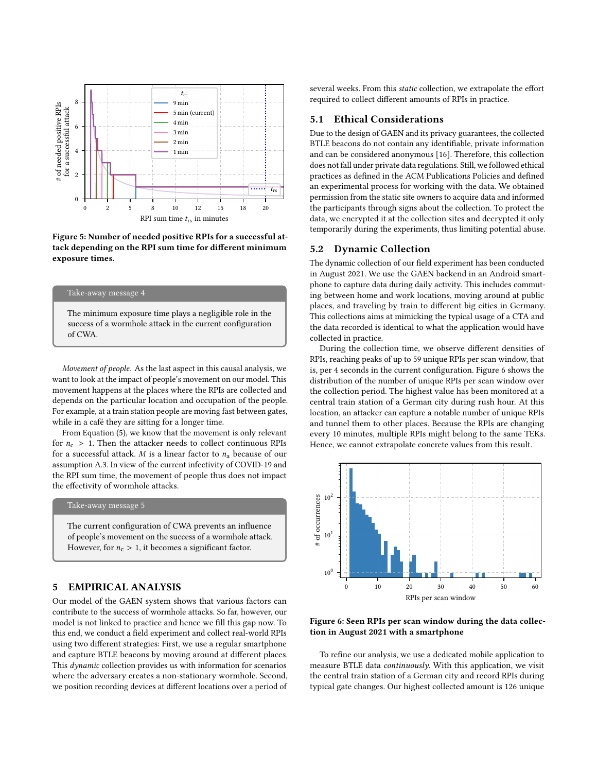Figure 5: Number of needed positive RPIs for a successful attack depending on the RPI sum time for different minimum exposure times.

> **Take-away message 4**
>
> The minimum exposure time plays a negligible role in the success of a wormhole attack in the current configuration of CWA.

*Movement of people.* As the last aspect in this causal analysis, we want to look at the impact of people's movement on our model. This movement happens at the places where the RPIs are collected and depends on the particular location and occupation of the people. For example, at a train station people are moving fast between gates, while in a café they are sitting for a longer time.

From Equation (5), we know that the movement is only relevant for $n_c > 1$. Then the attacker needs to collect continuous RPIs for a successful attack. $M$ is a linear factor to $n_a$ because of our assumption A.3. In view of the current infectivity of COVID-19 and the RPI sum time, the movement of people thus does not impact the effectivity of wormhole attacks.

> **Take-away message 5**
>
> The current configuration of CWA prevents an influence of people's movement on the success of a wormhole attack. However, for $n_c > 1$, it becomes a significant factor.

# 5 EMPIRICAL ANALYSIS

Our model of the GAEN system shows that various factors can contribute to the success of wormhole attacks. So far, however, our model is not linked to practice and hence we fill this gap now. To this end, we conduct a field experiment and collect real-world RPIs using two different strategies: First, we use a regular smartphone and capture BTLE beacons by moving around at different places. This *dynamic* collection provides us with information for scenarios where the adversary creates a non-stationary wormhole. Second, we position recording devices at different locations over a period of several weeks. From this *static* collection, we extrapolate the effort required to collect different amounts of RPIs in practice.

## 5.1 Ethical Considerations

Due to the design of GAEN and its privacy guarantees, the collected BTLE beacons do not contain any identifiable, private information and can be considered anonymous [16]. Therefore, this collection does not fall under private data regulations. Still, we followed ethical practices as defined in the ACM Publications Policies and defined an experimental process for working with the data. We obtained permission from the static site owners to acquire data and informed the participants through signs about the collection. To protect the data, we encrypted it at the collection sites and decrypted it only temporarily during the experiments, thus limiting potential abuse.

## 5.2 Dynamic Collection

The dynamic collection of our field experiment has been conducted in August 2021. We use the GAEN backend in an Android smartphone to capture data during daily activity. This includes commuting between home and work locations, moving around at public places, and traveling by train to different big cities in Germany. This collections aims at mimicking the typical usage of a CTA and the data recorded is identical to what the application would have collected in practice.

During the collection time, we observe different densities of RPIs, reaching peaks of up to 59 unique RPIs per scan window, that is, per 4 seconds in the current configuration. Figure 6 shows the distribution of the number of unique RPIs per scan window over the collection period. The highest value has been monitored at a central train station of a German city during rush hour. At this location, an attacker can capture a notable number of unique RPIs and tunnel them to other places. Because the RPIs are changing every 10 minutes, multiple RPIs might belong to the same TEKs. Hence, we cannot extrapolate concrete values from this result.

Figure 6: Seen RPIs per scan window during the data collection in August 2021 with a smartphone

To refine our analysis, we use a dedicated mobile application to measure BTLE data *continuously*. With this application, we visit the central train station of a German city and record RPIs during typical gate changes. Our highest collected amount is 126 unique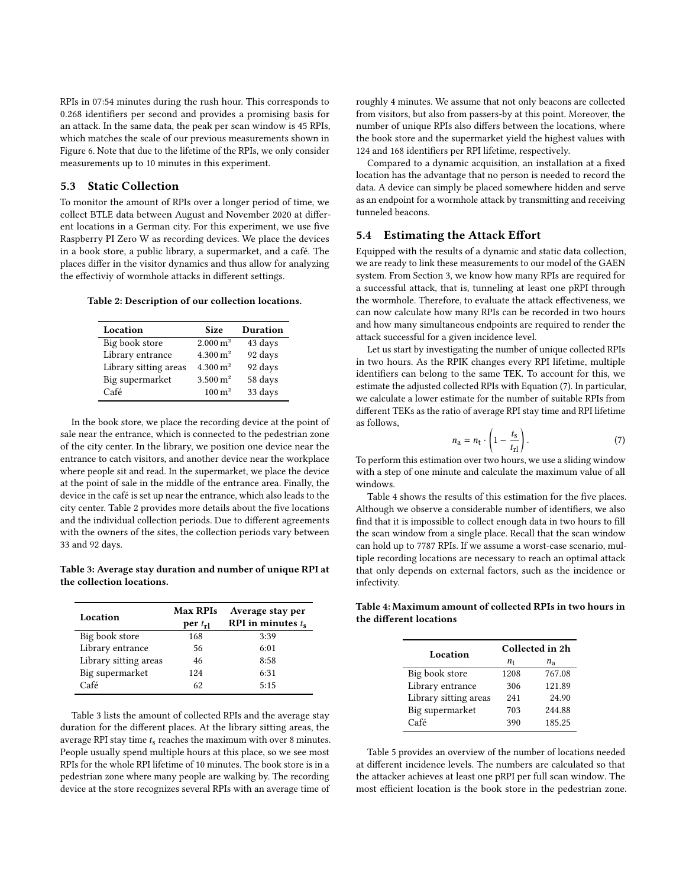RPIs in 07:54 minutes during the rush hour. This corresponds to 0.268 identifiers per second and provides a promising basis for an attack. In the same data, the peak per scan window is 45 RPIs, which matches the scale of our previous measurements shown in Figure 6. Note that due to the lifetime of the RPIs, we only consider measurements up to 10 minutes in this experiment.

### 5.3 Static Collection

To monitor the amount of RPIs over a longer period of time, we collect BTLE data between August and November 2020 at different locations in a German city. For this experiment, we use five Raspberry PI Zero W as recording devices. We place the devices in a book store, a public library, a supermarket, and a café. The places differ in the visitor dynamics and thus allow for analyzing the effectiviy of wormhole attacks in different settings.

**Table 2: Description of our collection locations.**

| Location | Size | Duration |
|---|---|---|
| Big book store | 2.000 m² | 43 days |
| Library entrance | 4.300 m² | 92 days |
| Library sitting areas | 4.300 m² | 92 days |
| Big supermarket | 3.500 m² | 58 days |
| Café | 100 m² | 33 days |

In the book store, we place the recording device at the point of sale near the entrance, which is connected to the pedestrian zone of the city center. In the library, we position one device near the entrance to catch visitors, and another device near the workplace where people sit and read. In the supermarket, we place the device at the point of sale in the middle of the entrance area. Finally, the device in the café is set up near the entrance, which also leads to the city center. Table 2 provides more details about the five locations and the individual collection periods. Due to different agreements with the owners of the sites, the collection periods vary between 33 and 92 days.

**Table 3: Average stay duration and number of unique RPI at the collection locations.**

| Location | Max RPIs per $t_{\text{rl}}$ | Average stay per RPI in minutes $t_{\text{s}}$ |
|---|---|---|
| Big book store | 168 | 3:39 |
| Library entrance | 56 | 6:01 |
| Library sitting areas | 46 | 8:58 |
| Big supermarket | 124 | 6:31 |
| Café | 62 | 5:15 |

Table 3 lists the amount of collected RPIs and the average stay duration for the different places. At the library sitting areas, the average RPI stay time $t_{\text{s}}$ reaches the maximum with over 8 minutes. People usually spend multiple hours at this place, so we see most RPIs for the whole RPI lifetime of 10 minutes. The book store is in a pedestrian zone where many people are walking by. The recording device at the store recognizes several RPIs with an average time of roughly 4 minutes. We assume that not only beacons are collected from visitors, but also from passers-by at this point. Moreover, the number of unique RPIs also differs between the locations, where the book store and the supermarket yield the highest values with 124 and 168 identifiers per RPI lifetime, respectively.

Compared to a dynamic acquisition, an installation at a fixed location has the advantage that no person is needed to record the data. A device can simply be placed somewhere hidden and serve as an endpoint for a wormhole attack by transmitting and receiving tunneled beacons.

### 5.4 Estimating the Attack Effort

Equipped with the results of a dynamic and static data collection, we are ready to link these measurements to our model of the GAEN system. From Section 3, we know how many RPIs are required for a successful attack, that is, tunneling at least one pRPI through the wormhole. Therefore, to evaluate the attack effectiveness, we can now calculate how many RPIs can be recorded in two hours and how many simultaneous endpoints are required to render the attack successful for a given incidence level.

Let us start by investigating the number of unique collected RPIs in two hours. As the RPIK changes every RPI lifetime, multiple identifiers can belong to the same TEK. To account for this, we estimate the adjusted collected RPIs with Equation (7). In particular, we calculate a lower estimate for the number of suitable RPIs from different TEKs as the ratio of average RPI stay time and RPI lifetime as follows,

$$n_{\text{a}} = n_{\text{t}} \cdot \left(1 - \frac{t_{\text{s}}}{t_{\text{rl}}}\right). \tag{7}$$

To perform this estimation over two hours, we use a sliding window with a step of one minute and calculate the maximum value of all windows.

Table 4 shows the results of this estimation for the five places. Although we observe a considerable number of identifiers, we also find that it is impossible to collect enough data in two hours to fill the scan window from a single place. Recall that the scan window can hold up to 7787 RPIs. If we assume a worst-case scenario, multiple recording locations are necessary to reach an optimal attack that only depends on external factors, such as the incidence or infectivity.

**Table 4: Maximum amount of collected RPIs in two hours in the different locations**

| Location | Collected in 2h | |
|---|---|---|
| | $n_{\text{t}}$ | $n_{\text{a}}$ |
| Big book store | 1208 | 767.08 |
| Library entrance | 306 | 121.89 |
| Library sitting areas | 241 | 24.90 |
| Big supermarket | 703 | 244.88 |
| Café | 390 | 185.25 |

Table 5 provides an overview of the number of locations needed at different incidence levels. The numbers are calculated so that the attacker achieves at least one pRPI per full scan window. The most efficient location is the book store in the pedestrian zone.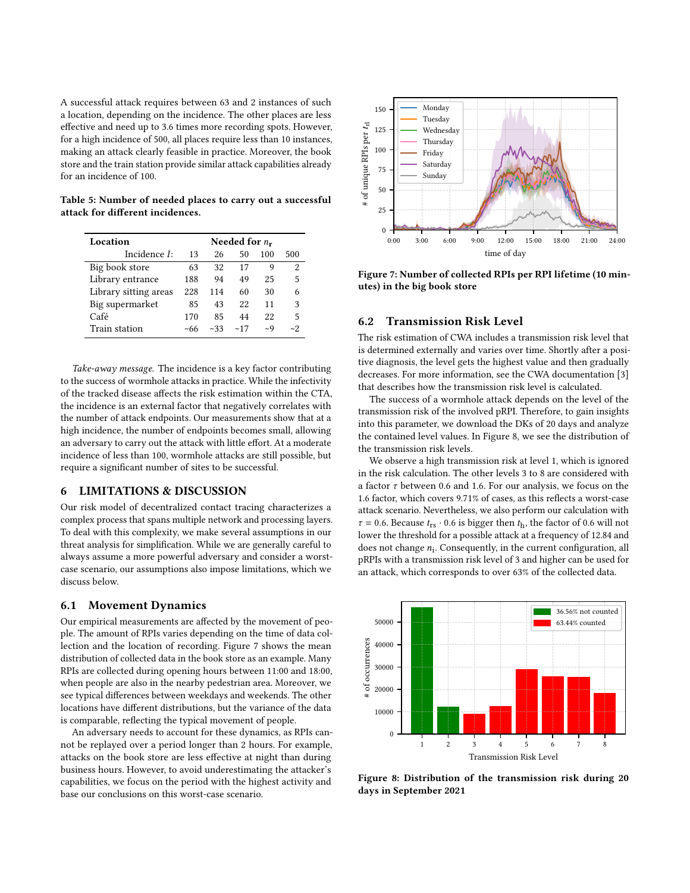A successful attack requires between 63 and 2 instances of such a location, depending on the incidence. The other places are less effective and need up to 3.6 times more recording spots. However, for a high incidence of 500, all places require less than 10 instances, making an attack clearly feasible in practice. Moreover, the book store and the train station provide similar attack capabilities already for an incidence of 100.

**Table 5: Number of needed places to carry out a successful attack for different incidences.**

| Location | Needed for $n_r$ | | | | |
|---|---|---|---|---|---|
| Incidence $I$: | 13 | 26 | 50 | 100 | 500 |
| Big book store | 63 | 32 | 17 | 9 | 2 |
| Library entrance | 188 | 94 | 49 | 25 | 5 |
| Library sitting areas | 228 | 114 | 60 | 30 | 6 |
| Big supermarket | 85 | 43 | 22 | 11 | 3 |
| Café | 170 | 85 | 44 | 22 | 5 |
| Train station | ~66 | ~33 | ~17 | ~9 | ~2 |

*Take-away message.* The incidence is a key factor contributing to the success of wormhole attacks in practice. While the infectivity of the tracked disease affects the risk estimation within the CTA, the incidence is an external factor that negatively correlates with the number of attack endpoints. Our measurements show that at a high incidence, the number of endpoints becomes small, allowing an adversary to carry out the attack with little effort. At a moderate incidence of less than 100, wormhole attacks are still possible, but require a significant number of sites to be successful.

## 6 LIMITATIONS & DISCUSSION

Our risk model of decentralized contact tracing characterizes a complex process that spans multiple network and processing layers. To deal with this complexity, we make several assumptions in our threat analysis for simplification. While we are generally careful to always assume a more powerful adversary and consider a worst-case scenario, our assumptions also impose limitations, which we discuss below.

### 6.1 Movement Dynamics

Our empirical measurements are affected by the movement of people. The amount of RPIs varies depending on the time of data collection and the location of recording. Figure 7 shows the mean distribution of collected data in the book store as an example. Many RPIs are collected during opening hours between 11:00 and 18:00, when people are also in the nearby pedestrian area. Moreover, we see typical differences between weekdays and weekends. The other locations have different distributions, but the variance of the data is comparable, reflecting the typical movement of people.

An adversary needs to account for these dynamics, as RPIs cannot be replayed over a period longer than 2 hours. For example, attacks on the book store are less effective at night than during business hours. However, to avoid underestimating the attacker's capabilities, we focus on the period with the highest activity and base our conclusions on this worst-case scenario.

**Figure 7: Number of collected RPIs per RPI lifetime (10 minutes) in the big book store**

### 6.2 Transmission Risk Level

The risk estimation of CWA includes a transmission risk level that is determined externally and varies over time. Shortly after a positive diagnosis, the level gets the highest value and then gradually decreases. For more information, see the CWA documentation [3] that describes how the transmission risk level is calculated.

The success of a wormhole attack depends on the level of the transmission risk of the involved pRPI. Therefore, to gain insights into this parameter, we download the DKs of 20 days and analyze the contained level values. In Figure 8, we see the distribution of the transmission risk levels.

We observe a high transmission risk at level 1, which is ignored in the risk calculation. The other levels 3 to 8 are considered with a factor $\tau$ between 0.6 and 1.6. For our analysis, we focus on the 1.6 factor, which covers 9.71% of cases, as this reflects a worst-case attack scenario. Nevertheless, we also perform our calculation with $\tau = 0.6$. Because $t_{\text{rs}} \cdot 0.6$ is bigger then $t_{\text{h}}$, the factor of 0.6 will not lower the threshold for a possible attack at a frequency of 12.84 and does not change $n_{\text{i}}$. Consequently, in the current configuration, all pRPIs with a transmission risk level of 3 and higher can be used for an attack, which corresponds to over 63% of the collected data.

**Figure 8: Distribution of the transmission risk during 20 days in September 2021**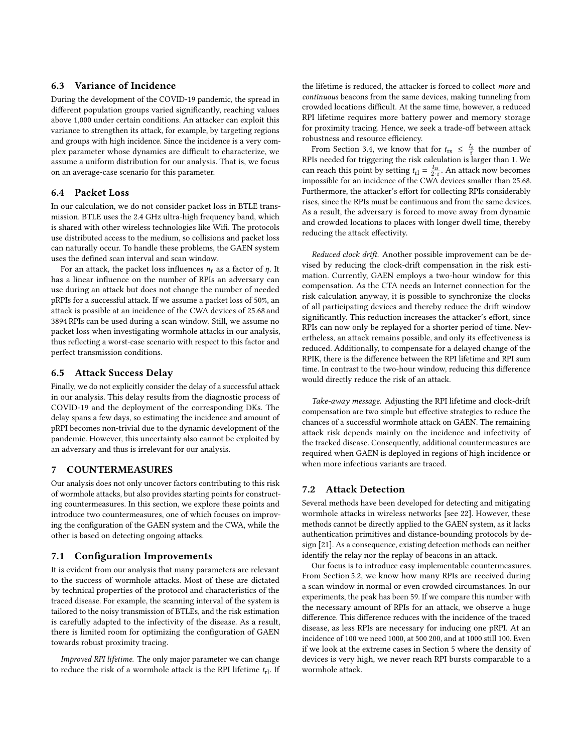## 6.3 Variance of Incidence

During the development of the COVID-19 pandemic, the spread in different population groups varied significantly, reaching values above 1,000 under certain conditions. An attacker can exploit this variance to strengthen its attack, for example, by targeting regions and groups with high incidence. Since the incidence is a very complex parameter whose dynamics are difficult to characterize, we assume a uniform distribution for our analysis. That is, we focus on an average-case scenario for this parameter.

## 6.4 Packet Loss

In our calculation, we do not consider packet loss in BTLE transmission. BTLE uses the 2.4 GHz ultra-high frequency band, which is shared with other wireless technologies like Wifi. The protocols use distributed access to the medium, so collisions and packet loss can naturally occur. To handle these problems, the GAEN system uses the defined scan interval and scan window.

For an attack, the packet loss influences $n_r$ as a factor of $\eta$. It has a linear influence on the number of RPIs an adversary can use during an attack but does not change the number of needed pRPIs for a successful attack. If we assume a packet loss of 50%, an attack is possible at an incidence of the CWA devices of 25.68 and 3894 RPIs can be used during a scan window. Still, we assume no packet loss when investigating wormhole attacks in our analysis, thus reflecting a worst-case scenario with respect to this factor and perfect transmission conditions.

## 6.5 Attack Success Delay

Finally, we do not explicitly consider the delay of a successful attack in our analysis. This delay results from the diagnostic process of COVID-19 and the deployment of the corresponding DKs. The delay spans a few days, so estimating the incidence and amount of pRPI becomes non-trivial due to the dynamic development of the pandemic. However, this uncertainty also cannot be exploited by an adversary and thus is irrelevant for our analysis.

# 7 COUNTERMEASURES

Our analysis does not only uncover factors contributing to this risk of wormhole attacks, but also provides starting points for constructing countermeasures. In this section, we explore these points and introduce two countermeasures, one of which focuses on improving the configuration of the GAEN system and the CWA, while the other is based on detecting ongoing attacks.

## 7.1 Configuration Improvements

It is evident from our analysis that many parameters are relevant to the success of wormhole attacks. Most of these are dictated by technical properties of the protocol and characteristics of the traced disease. For example, the scanning interval of the system is tailored to the noisy transmission of BTLEs, and the risk estimation is carefully adapted to the infectivity of the disease. As a result, there is limited room for optimizing the configuration of GAEN towards robust proximity tracing.

*Improved RPI lifetime.* The only major parameter we can change to reduce the risk of a wormhole attack is the RPI lifetime $t_{\mathrm{rl}}$. If the lifetime is reduced, the attacker is forced to collect *more* and *continuous* beacons from the same devices, making tunneling from crowded locations difficult. At the same time, however, a reduced RPI lifetime requires more battery power and memory storage for proximity tracing. Hence, we seek a trade-off between attack robustness and resource efficiency.

From Section 3.4, we know that for $t_{\mathrm{rs}} \leq \frac{t_e}{\tau}$ the number of RPIs needed for triggering the risk calculation is larger than 1. We can reach this point by setting $t_{\mathrm{rl}} = \frac{t_{\mathrm{rs}}}{2 \cdot \tau}$. An attack now becomes impossible for an incidence of the CWA devices smaller than 25.68. Furthermore, the attacker's effort for collecting RPIs considerably rises, since the RPIs must be continuous and from the same devices. As a result, the adversary is forced to move away from dynamic and crowded locations to places with longer dwell time, thereby reducing the attack effectivity.

*Reduced clock drift.* Another possible improvement can be devised by reducing the clock-drift compensation in the risk estimation. Currently, GAEN employs a two-hour window for this compensation. As the CTA needs an Internet connection for the risk calculation anyway, it is possible to synchronize the clocks of all participating devices and thereby reduce the drift window significantly. This reduction increases the attacker's effort, since RPIs can now only be replayed for a shorter period of time. Nevertheless, an attack remains possible, and only its effectiveness is reduced. Additionally, to compensate for a delayed change of the RPIK, there is the difference between the RPI lifetime and RPI sum time. In contrast to the two-hour window, reducing this difference would directly reduce the risk of an attack.

*Take-away message.* Adjusting the RPI lifetime and clock-drift compensation are two simple but effective strategies to reduce the chances of a successful wormhole attack on GAEN. The remaining attack risk depends mainly on the incidence and infectivity of the tracked disease. Consequently, additional countermeasures are required when GAEN is deployed in regions of high incidence or when more infectious variants are traced.

## 7.2 Attack Detection

Several methods have been developed for detecting and mitigating wormhole attacks in wireless networks [see 22]. However, these methods cannot be directly applied to the GAEN system, as it lacks authentication primitives and distance-bounding protocols by design [21]. As a consequence, existing detection methods can neither identify the relay nor the replay of beacons in an attack.

Our focus is to introduce easy implementable countermeasures. From Section 5.2, we know how many RPIs are received during a scan window in normal or even crowded circumstances. In our experiments, the peak has been 59. If we compare this number with the necessary amount of RPIs for an attack, we observe a huge difference. This difference reduces with the incidence of the traced disease, as less RPIs are necessary for inducing one pRPI. At an incidence of 100 we need 1000, at 500 200, and at 1000 still 100. Even if we look at the extreme cases in Section 5 where the density of devices is very high, we never reach RPI bursts comparable to a wormhole attack.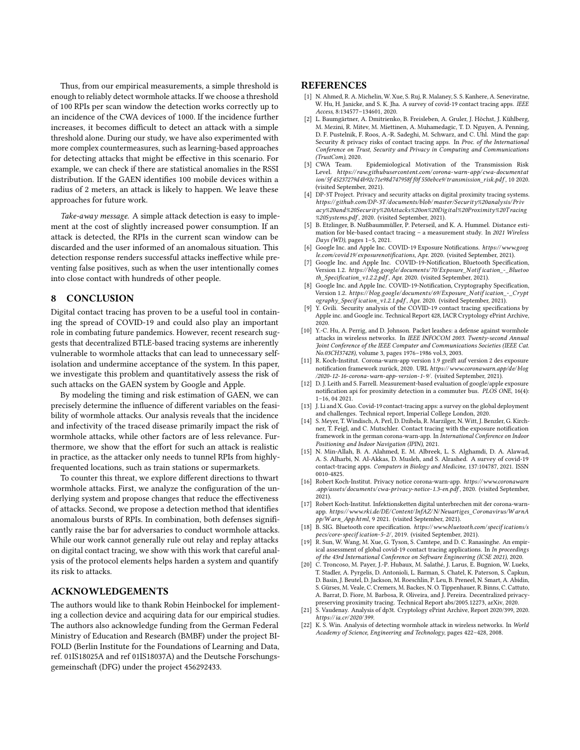Thus, from our empirical measurements, a simple threshold is enough to reliably detect wormhole attacks. If we choose a threshold of 100 RPIs per scan window the detection works correctly up to an incidence of the CWA devices of 1000. If the incidence further increases, it becomes difficult to detect an attack with a simple threshold alone. During our study, we have also experimented with more complex countermeasures, such as learning-based approaches for detecting attacks that might be effective in this scenario. For example, we can check if there are statistical anomalies in the RSSI distribution. If the GAEN identifies 100 mobile devices within a radius of 2 meters, an attack is likely to happen. We leave these approaches for future work.

*Take-away message.* A simple attack detection is easy to implement at the cost of slightly increased power consumption. If an attack is detected, the RPIs in the current scan window can be discarded and the user informed of an anomalous situation. This detection response renders successful attacks ineffective while preventing false positives, such as when the user intentionally comes into close contact with hundreds of other people.

## 8 CONCLUSION

Digital contact tracing has proven to be a useful tool in containing the spread of COVID-19 and could also play an important role in combating future pandemics. However, recent research suggests that decentralized BTLE-based tracing systems are inherently vulnerable to wormhole attacks that can lead to unnecessary self-isolation and undermine acceptance of the system. In this paper, we investigate this problem and quantitatively assess the risk of such attacks on the GAEN system by Google and Apple.

By modeling the timing and risk estimation of GAEN, we can precisely determine the influence of different variables on the feasibility of wormhole attacks. Our analysis reveals that the incidence and infectivity of the traced disease primarily impact the risk of wormhole attacks, while other factors are of less relevance. Furthermore, we show that the effort for such an attack is realistic in practice, as the attacker only needs to tunnel RPIs from highly-frequented locations, such as train stations or supermarkets.

To counter this threat, we explore different directions to thwart wormhole attacks. First, we analyze the configuration of the underlying system and propose changes that reduce the effectiveness of attacks. Second, we propose a detection method that identifies anomalous bursts of RPIs. In combination, both defenses significantly raise the bar for adversaries to conduct wormhole attacks. While our work cannot generally rule out relay and replay attacks on digital contact tracing, we show with this work that careful analysis of the protocol elements helps harden a system and quantify its risk to attacks.

## ACKNOWLEDGEMENTS

The authors would like to thank Robin Heinbockel for implementing a collection device and acquiring data for our empirical studies. The authors also acknowledge funding from the German Federal Ministry of Education and Research (BMBF) under the project BIFOLD (Berlin Institute for the Foundations of Learning and Data, ref. 01IS18025A and ref 01IS18037A) and the Deutsche Forschungsgemeinschaft (DFG) under the project 456292433.

## REFERENCES

[1] N. Ahmed, R. A. Michelin, W. Xue, S. Ruj, R. Malaney, S. S. Kanhere, A. Seneviratne, W. Hu, H. Janicke, and S. K. Jha. A survey of covid-19 contact tracing apps. *IEEE Access*, 8:134577–134601, 2020.

[2] L. Baumgärtner, A. Dmitrienko, B. Freisleben, A. Gruler, J. Höchst, J. Kühlberg, M. Mezini, R. Mitev, M. Miettinen, A. Muhamedagic, T. D. Nguyen, A. Penning, D. F. Pustelnik, F. Roos, A.-R. Sadeghi, M. Schwarz, and C. Uhl. Mind the gap: Security & privacy risks of contact tracing apps. In *Proc. of the International Conference on Trust, Security and Privacy in Computing and Communications (TrustCom)*, 2020.

[3] CWA Team. Epidemiological Motivation of the Transmission Risk Level. *https://raw.githubusercontent.com/corona-warn-app/cwa-documentation/5f45237279d4b92c71e98d747958ff0f550ebce9/transmission_risk.pdf*, 10 2020. (visited September, 2021).

[4] DP-3T Project. Privacy and security attacks on digital proximity tracing systems. *https://github.com/DP-3T/documents/blob/master/Security%20analysis/Privacy%20and%20Security%20Attacks%20on%20Digital%20Proximity%20Tracing%20Systems.pdf*, 2020. (visited September, 2021).

[5] B. Etzlinger, B. Nußbaummüller, P. Peterseil, and K. A. Hummel. Distance estimation for ble-based contact tracing – a measurement study. In *2021 Wireless Days (WD)*, pages 1–5, 2021.

[6] Google Inc. and Apple Inc. COVID-19 Exposure Notifications. *https://www.google.com/covid19/exposurenotifications*, Apr. 2020. (visited September, 2021).

[7] Google Inc. and Apple Inc. COVID-19-Notification, Bluetooth Specification, Version 1.2. *https://blog.google/documents/70/Exposure_Notification_-_Bluetooth_Specification_v1.2.2.pdf*, Apr. 2020. (visited September, 2021).

[8] Google Inc. and Apple Inc. COVID-19-Notification, Cryptography Specification, Version 1.2. *https://blog.google/documents/69/Exposure_Notification_-_Cryptography_Specification_v1.2.1.pdf*, Apr. 2020. (visited September, 2021).

[9] Y. Gvili. Security analysis of the COVID-19 contact tracing specifications by Apple inc. and Google inc. Technical Report 428, IACR Cryptology ePrint Archive, 2020.

[10] Y.-C. Hu, A. Perrig, and D. Johnson. Packet leashes: a defense against wormhole attacks in wireless networks. In *IEEE INFOCOM 2003. Twenty-second Annual Joint Conference of the IEEE Computer and Communications Societies (IEEE Cat. No.03CH37428)*, volume 3, pages 1976–1986 vol.3, 2003.

[11] R. Koch-Institut. Corona-warn-app version 1.9 greift auf version 2 des exposure notification framework zurück, 2020. URL *https://www.coronawarn.app/de/blog/2020-12-16-corona-warn-app-version-1-9/*. (visited September, 2021).

[12] D. J. Leith and S. Farrell. Measurement-based evaluation of google/apple exposure notification api for proximity detection in a commuter bus. *PLOS ONE*, 16(4): 1–16, 04 2021.

[13] J. Li and X. Guo. Covid-19 contact-tracing apps: a survey on the global deployment and challenges. Technical report, Imperial College London, 2020.

[14] S. Meyer, T. Windisch, A. Perl, D. Dzibela, R. Marzilger, N. Witt, J. Benzler, G. Kirchner, T. Feigl, and C. Mutschler. Contact tracing with the exposure notification framework in the german corona-warn-app. In *International Conference on Indoor Positioning and Indoor Navigation (IPIN)*, 2021.

[15] N. Min-Allah, B. A. Alahmed, E. M. Albreek, L. S. Alghamdi, D. A. Alawad, A. S. Alharbi, N. Al-Akkas, D. Musleh, and S. Alrashed. A survey of covid-19 contact-tracing apps. *Computers in Biology and Medicine*, 137:104787, 2021. ISSN 0010-4825.

[16] Robert Koch-Institut. Privacy notice corona-warn-app. *https://www.coronawarn.app/assets/documents/cwa-privacy-notice-1.3-en.pdf*, 2020. (visited September, 2021).

[17] Robert Koch-Institut. Infektionsketten digital unterbrechen mit der corona-warn-app. *https://www.rki.de/DE/Content/InfAZ/N/Neuartiges_Coronavirus/WarnApp/Warn_App.html*, 9 2021. (visited September, 2021).

[18] B. SIG. Bluetooth core specification. *https://www.bluetooth.com/specifications/specs/core-specification-5-2/*, 2019. (visited September, 2021).

[19] R. Sun, W. Wang, M. Xue, G. Tyson, S. Camtepe, and D. C. Ranasinghe. An empirical assessment of global covid-19 contact tracing applications. In *In proceedings of the 43rd International Conference on Software Engineering (ICSE 2021)*, 2020.

[20] C. Troncoso, M. Payer, J.-P. Hubaux, M. Salathé, J. Larus, E. Bugnion, W. Lueks, T. Stadler, A. Pyrgelis, D. Antonioli, L. Barman, S. Chatel, K. Paterson, S. Čapkun, D. Basin, J. Beutel, D. Jackson, M. Roeschlin, P. Leu, B. Preneel, N. Smart, A. Abidin, S. Gürses, M. Veale, C. Cremers, M. Backes, N. O. Tippenhauer, R. Binns, C. Cattuto, A. Barrat, D. Fiore, M. Barbosa, R. Oliveira, and J. Pereira. Decentralized privacy-preserving proximity tracing. Technical Report abs/2005.12273, arXiv, 2020.

[21] S. Vaudenay. Analysis of dp3t. Cryptology ePrint Archive, Report 2020/399, 2020. *https://ia.cr/2020/399*.

[22] K. S. Win. Analysis of detecting wormhole attack in wireless networks. In *World Academy of Science, Engineering and Technology*, pages 422–428, 2008.